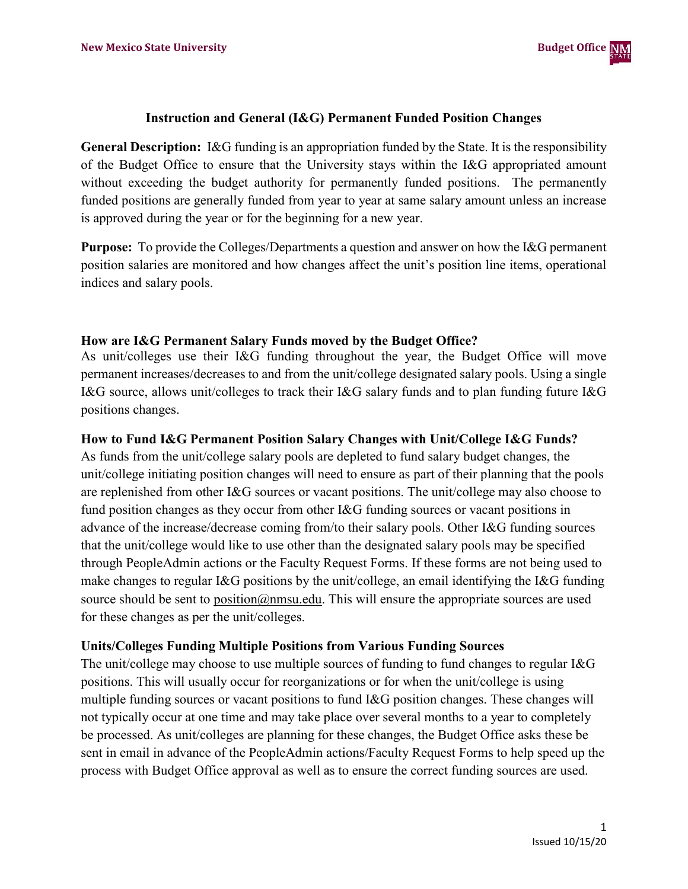# Instruction and General (I&G) Permanent Funded Position Changes

**General Description:** I&G funding is an appropriation funded by the State. It is the responsibility of the Budget Office to ensure that the University stays within the I&G appropriated amount without exceeding the budget authority for permanently funded positions. The permanently funded positions are generally funded from year to year at same salary amount unless an increase is approved during the year or for the beginning for a new year.

**Purpose:** To provide the Colleges/Departments a question and answer on how the I&G permanent position salaries are monitored and how changes affect the unit's position line items, operational indices and salary pools.

### How are I&G Permanent Salary Funds moved by the Budget Office?

As unit/colleges use their I&G funding throughout the year, the Budget Office will move permanent increases/decreases to and from the unit/college designated salary pools. Using a single I&G source, allows unit/colleges to track their I&G salary funds and to plan funding future I&G positions changes.

### How to Fund I&G Permanent Position Salary Changes with Unit/College I&G Funds?

As funds from the unit/college salary pools are depleted to fund salary budget changes, the unit/college initiating position changes will need to ensure as part of their planning that the pools are replenished from other I&G sources or vacant positions. The unit/college may also choose to fund position changes as they occur from other I&G funding sources or vacant positions in advance of the increase/decrease coming from/to their salary pools. Other I&G funding sources that the unit/college would like to use other than the designated salary pools may be specified through PeopleAdmin actions or the Faculty Request Forms. If these forms are not being used to make changes to regular I&G positions by the unit/college, an email identifying the I&G funding source should be sent to position@nmsu.edu. This will ensure the appropriate sources are used for these changes as per the unit/colleges.

### Units/Colleges Funding Multiple Positions from Various Funding Sources

The unit/college may choose to use multiple sources of funding to fund changes to regular I&G positions. This will usually occur for reorganizations or for when the unit/college is using multiple funding sources or vacant positions to fund I&G position changes. These changes will not typically occur at one time and may take place over several months to a year to completely be processed. As unit/colleges are planning for these changes, the Budget Office asks these be sent in email in advance of the PeopleAdmin actions/Faculty Request Forms to help speed up the process with Budget Office approval as well as to ensure the correct funding sources are used.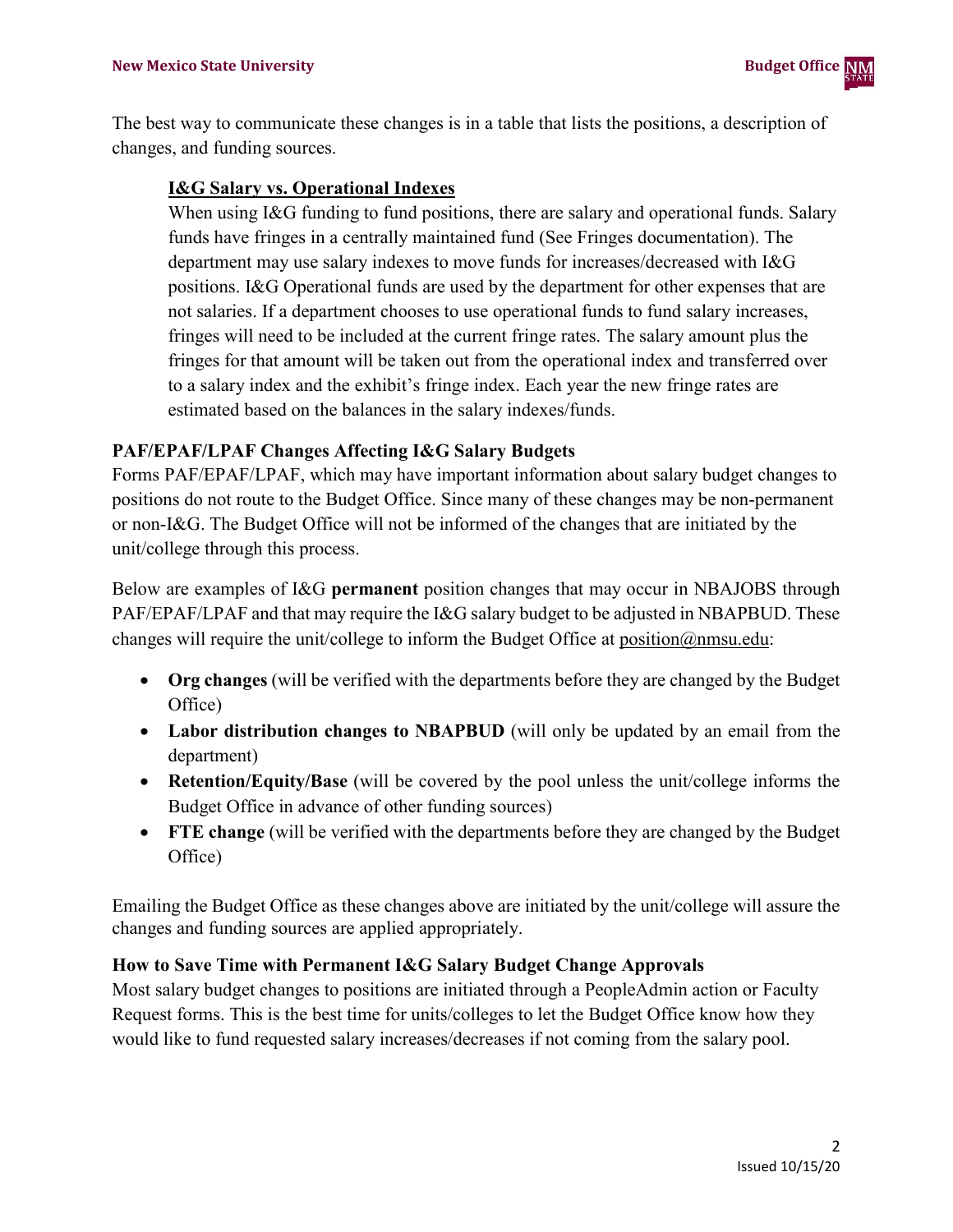The best way to communicate these changes is in a table that lists the positions, a description of changes, and funding sources.

### I&G Salary vs. Operational Indexes

When using I&G funding to fund positions, there are salary and operational funds. Salary funds have fringes in a centrally maintained fund (See Fringes documentation). The department may use salary indexes to move funds for increases/decreased with I&G positions. I&G Operational funds are used by the department for other expenses that are not salaries. If a department chooses to use operational funds to fund salary increases, fringes will need to be included at the current fringe rates. The salary amount plus the fringes for that amount will be taken out from the operational index and transferred over to a salary index and the exhibit's fringe index. Each year the new fringe rates are estimated based on the balances in the salary indexes/funds.

## PAF/EPAF/LPAF Changes Affecting I&G Salary Budgets

Forms PAF/EPAF/LPAF, which may have important information about salary budget changes to positions do not route to the Budget Office. Since many of these changes may be non-permanent or non-I&G. The Budget Office will not be informed of the changes that are initiated by the unit/college through this process.

Below are examples of I&G **permanent** position changes that may occur in NBAJOBS through PAF/EPAF/LPAF and that may require the I&G salary budget to be adjusted in NBAPBUD. These changes will require the unit/college to inform the Budget Office at position@nmsu.edu:

- **Org changes** (will be verified with the departments before they are changed by the Budget Office)
- **Labor distribution changes to NBAPBUD** (will only be updated by an email from the department)
- **Retention/Equity/Base** (will be covered by the pool unless the unit/college informs the Budget Office in advance of other funding sources)
- **FTE change** (will be verified with the departments before they are changed by the Budget Office)

Emailing the Budget Office as these changes above are initiated by the unit/college will assure the changes and funding sources are applied appropriately.

## How to Save Time with Permanent I&G Salary Budget Change Approvals

Most salary budget changes to positions are initiated through a PeopleAdmin action or Faculty Request forms. This is the best time for units/colleges to let the Budget Office know how they would like to fund requested salary increases/decreases if not coming from the salary pool.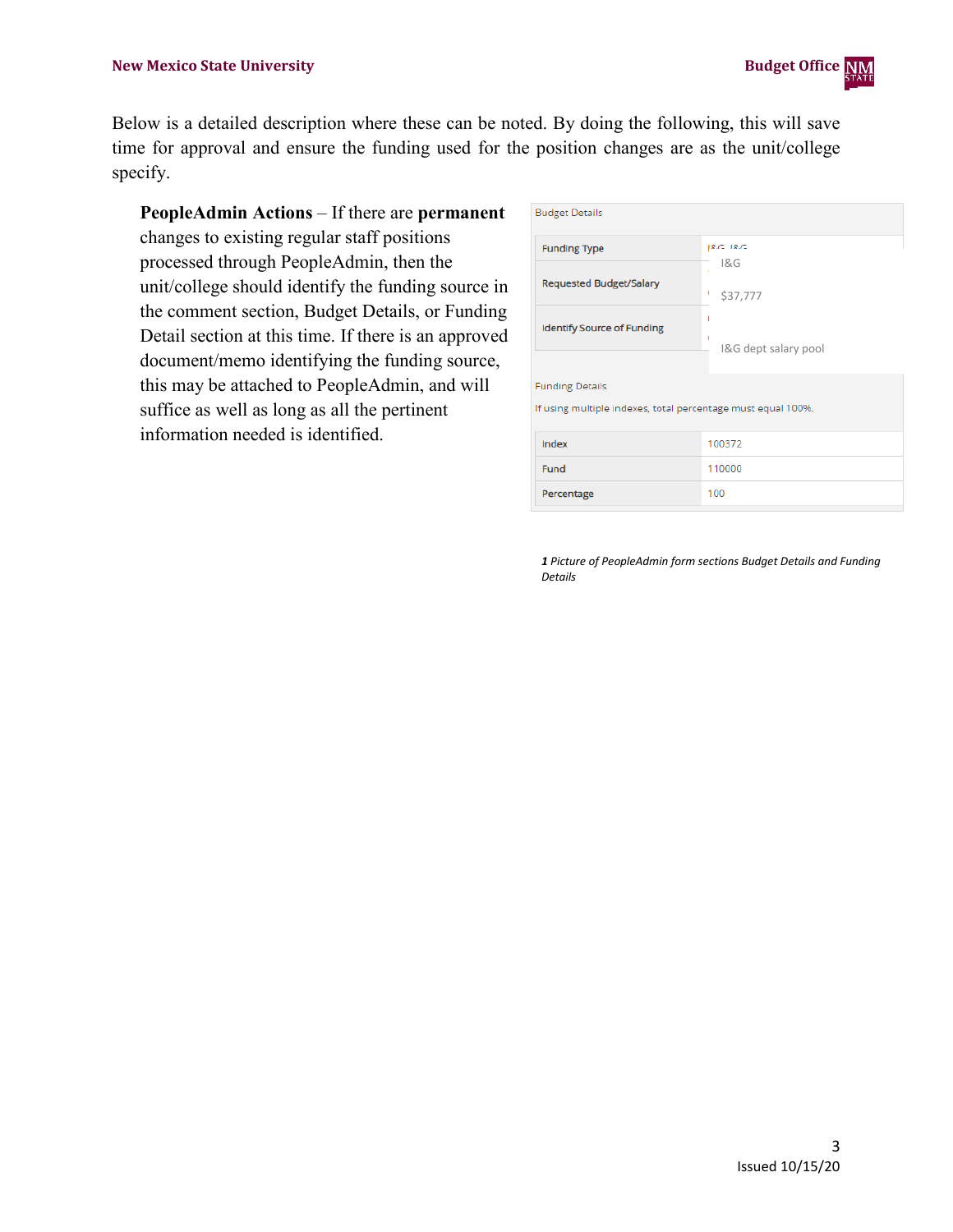Below is a detailed description where these can be noted. By doing the following, this will save time for approval and ensure the funding used for the position changes are as the unit/college specify.

**PeopleAdmin Actions** – If there are **permanent** changes to existing regular staff positions processed through PeopleAdmin, then the unit/college should identify the funding source in the comment section, Budget Details, or Funding Detail section at this time. If there is an approved document/memo identifying the funding source, this may be attached to PeopleAdmin, and will suffice as well as long as all the pertinent information needed is identified.

Budget Details

| | |
|---|---|
| Funding Type | I&G |
| Requested Budget/Salary | $37,777 |
| Identify Source of Funding | I&G dept salary pool |

Funding Details

If using multiple indexes, total percentage must equal 100%.

| | |
|---|---|
| Index | 100372 |
| Fund | 110000 |
| Percentage | 100 |

*1 Picture of PeopleAdmin form sections Budget Details and Funding Details*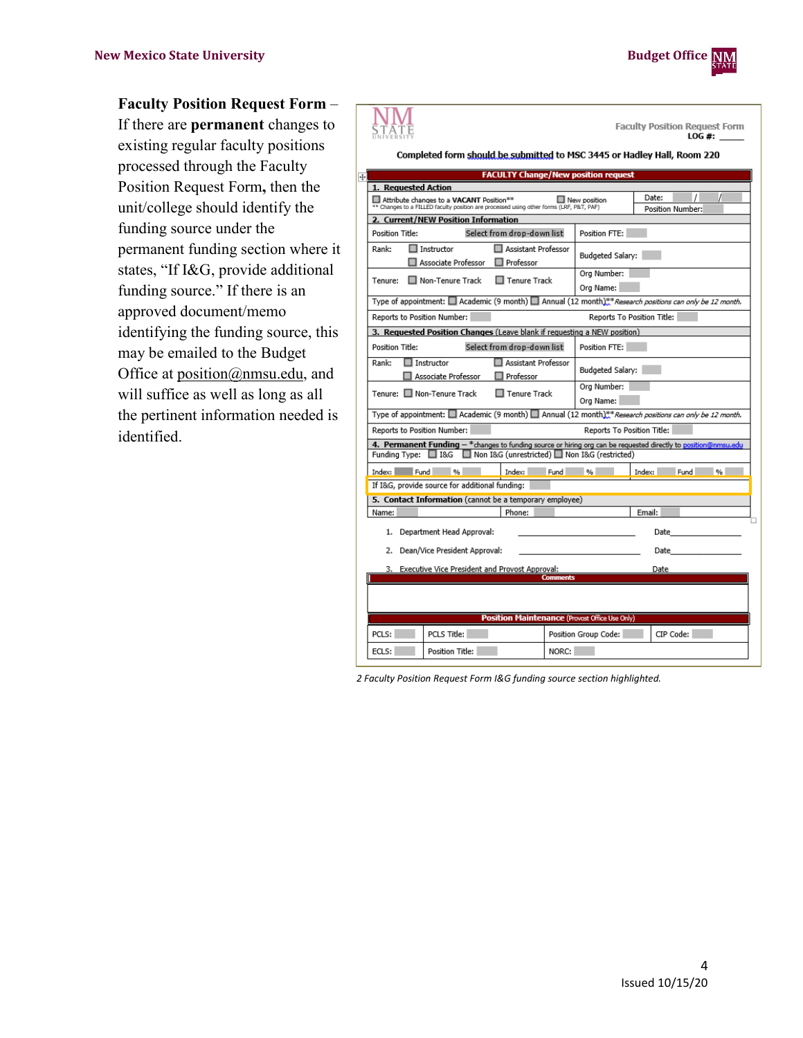**Faculty Position Request Form** – If there are **permanent** changes to existing regular faculty positions processed through the Faculty Position Request Form**,** then the unit/college should identify the funding source under the permanent funding section where it states, "If I&G, provide additional funding source." If there is an approved document/memo identifying the funding source, this may be emailed to the Budget Office at position@nmsu.edu, and will suffice as well as long as all the pertinent information needed is identified.

NM STATE UNIVERSITY

Faculty Position Request Form
LOG #: _____

Completed form should be submitted to MSC 3445 or Hadley Hall, Room 220

**FACULTY Change/New position request**

**1. Requested Action**

☐ Attribute changes to a **VACANT** Position** ☐ New position | Date: / / | Position Number:

** Changes to a FILLED faculty position are processed using other forms (LRF, P&T, PAF)

**2. Current/NEW Position Information**

| | |
|---|---|
| Position Title: Select from drop-down list | Position FTE: |
| Rank: ☐ Instructor ☐ Assistant Professor ☐ Associate Professor ☐ Professor | Budgeted Salary: |
| Tenure: ☐ Non-Tenure Track ☐ Tenure Track | Org Number: Org Name: |
| Type of appointment: ☐ Academic (9 month) ☐ Annual (12 month)** *Research positions can only be 12 month.* | |
| Reports to Position Number: | Reports To Position Title: |

**3. Requested Position Changes** (Leave blank if requesting a NEW position)

| | |
|---|---|
| Position Title: Select from drop-down list | Position FTE: |
| Rank: ☐ Instructor ☐ Assistant Professor ☐ Associate Professor ☐ Professor | Budgeted Salary: |
| Tenure: ☐ Non-Tenure Track ☐ Tenure Track | Org Number: Org Name: |
| Type of appointment: ☐ Academic (9 month) ☐ Annual (12 month)** *Research positions can only be 12 month.* | |
| Reports to Position Number: | Reports To Position Title: |

**4. Permanent Funding** – *changes to funding source or hiring org can be requested directly to position@nmsu.edu

Funding Type: ☐ I&G ☐ Non I&G (unrestricted) ☐ Non I&G (restricted)

| | | |
|---|---|---|
| Index: Fund % | Index: Fund % | Index: Fund % |

If I&G, provide source for additional funding:

**5. Contact Information** (cannot be a temporary employee)

| | | |
|---|---|---|
| Name: | Phone: | Email: |

1. Department Head Approval: ______________________ Date______________
2. Dean/Vice President Approval: ______________________ Date______________
3. Executive Vice President and Provost Approval: Date

**Comments**

**Position Maintenance** (Provost Office Use Only)

| | | | |
|---|---|---|---|
| PCLS: | PCLS Title: | Position Group Code: | CIP Code: |
| ECLS: | Position Title: | NORC: | |

*2 Faculty Position Request Form I&G funding source section highlighted.*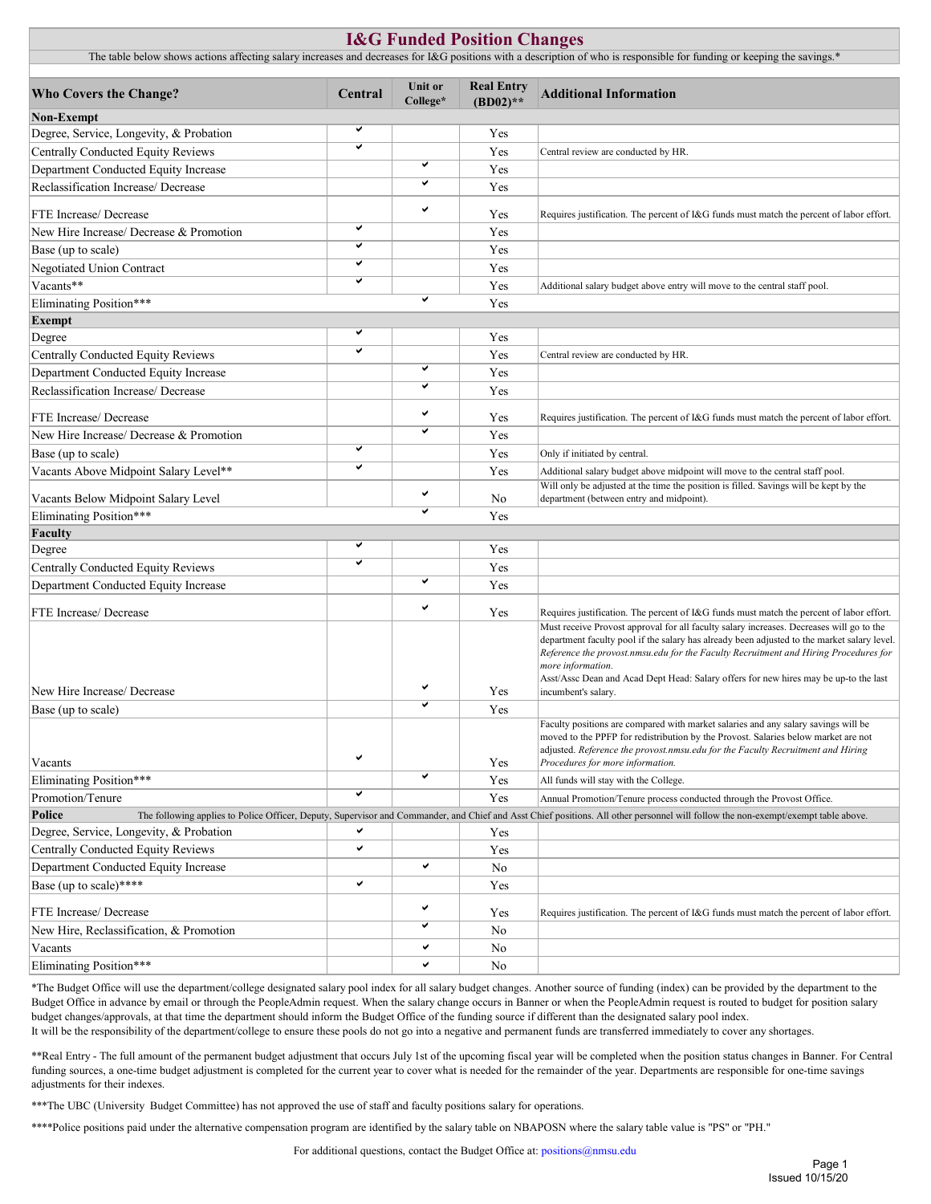# I&G Funded Position Changes

The table below shows actions affecting salary increases and decreases for I&G positions with a description of who is responsible for funding or keeping the savings.*

| Who Covers the Change? | Central | Unit or College* | Real Entry (BD02)** | Additional Information |
|---|---|---|---|---|
| **Non-Exempt** | | | | |
| Degree, Service, Longevity, & Probation | ✔ | | Yes | |
| Centrally Conducted Equity Reviews | ✔ | | Yes | Central review are conducted by HR. |
| Department Conducted Equity Increase | | ✔ | Yes | |
| Reclassification Increase/ Decrease | | ✔ | Yes | |
| FTE Increase/ Decrease | | ✔ | Yes | Requires justification. The percent of I&G funds must match the percent of labor effort. |
| New Hire Increase/ Decrease & Promotion | ✔ | | Yes | |
| Base (up to scale) | ✔ | | Yes | |
| Negotiated Union Contract | ✔ | | Yes | |
| Vacants** | ✔ | | Yes | Additional salary budget above entry will move to the central staff pool. |
| Eliminating Position*** | | ✔ | Yes | |
| **Exempt** | | | | |
| Degree | ✔ | | Yes | |
| Centrally Conducted Equity Reviews | ✔ | | Yes | Central review are conducted by HR. |
| Department Conducted Equity Increase | | ✔ | Yes | |
| Reclassification Increase/ Decrease | | ✔ | Yes | |
| FTE Increase/ Decrease | | ✔ | Yes | Requires justification. The percent of I&G funds must match the percent of labor effort. |
| New Hire Increase/ Decrease & Promotion | | ✔ | Yes | |
| Base (up to scale) | ✔ | | Yes | Only if initiated by central. |
| Vacants Above Midpoint Salary Level** | ✔ | | Yes | Additional salary budget above midpoint will move to the central staff pool. |
| Vacants Below Midpoint Salary Level | | ✔ | No | Will only be adjusted at the time the position is filled. Savings will be kept by the department (between entry and midpoint). |
| Eliminating Position*** | | ✔ | Yes | |
| **Faculty** | | | | |
| Degree | ✔ | | Yes | |
| Centrally Conducted Equity Reviews | ✔ | | Yes | |
| Department Conducted Equity Increase | | ✔ | Yes | |
| FTE Increase/ Decrease | | ✔ | Yes | Requires justification. The percent of I&G funds must match the percent of labor effort. |
| New Hire Increase/ Decrease | | ✔ | Yes | Must receive Provost approval for all faculty salary increases. Decreases will go to the department faculty pool if the salary has already been adjusted to the market salary level. *Reference the provost.nmsu.edu for the Faculty Recruitment and Hiring Procedures for more information.* Asst/Assc Dean and Acad Dept Head: Salary offers for new hires may be up-to the last incumbent's salary. |
| Base (up to scale) | | ✔ | Yes | |
| Vacants | ✔ | | Yes | Faculty positions are compared with market salaries and any salary savings will be moved to the PPFP for redistribution by the Provost. Salaries below market are not adjusted. *Reference the provost.nmsu.edu for the Faculty Recruitment and Hiring Procedures for more information.* |
| Eliminating Position*** | | ✔ | Yes | All funds will stay with the College. |
| Promotion/Tenure | ✔ | | Yes | Annual Promotion/Tenure process conducted through the Provost Office. |
| **Police** — The following applies to Police Officer, Deputy, Supervisor and Commander, and Chief and Asst Chief positions. All other personnel will follow the non-exempt/exempt table above. | | | | |
| Degree, Service, Longevity, & Probation | ✔ | | Yes | |
| Centrally Conducted Equity Reviews | ✔ | | Yes | |
| Department Conducted Equity Increase | | ✔ | No | |
| Base (up to scale)**** | ✔ | | Yes | |
| FTE Increase/ Decrease | | ✔ | Yes | Requires justification. The percent of I&G funds must match the percent of labor effort. |
| New Hire, Reclassification, & Promotion | | ✔ | No | |
| Vacants | | ✔ | No | |
| Eliminating Position*** | | ✔ | No | |

*The Budget Office will use the department/college designated salary pool index for all salary budget changes. Another source of funding (index) can be provided by the department to the Budget Office in advance by email or through the PeopleAdmin request. When the salary change occurs in Banner or when the PeopleAdmin request is routed to budget for position salary budget changes/approvals, at that time the department should inform the Budget Office of the funding source if different than the designated salary pool index.
It will be the responsibility of the department/college to ensure these pools do not go into a negative and permanent funds are transferred immediately to cover any shortages.

**Real Entry - The full amount of the permanent budget adjustment that occurs July 1st of the upcoming fiscal year will be completed when the position status changes in Banner. For Central funding sources, a one-time budget adjustment is completed for the current year to cover what is needed for the remainder of the year. Departments are responsible for one-time savings adjustments for their indexes.

***The UBC (University Budget Committee) has not approved the use of staff and faculty positions salary for operations.

****Police positions paid under the alternative compensation program are identified by the salary table on NBAPOSN where the salary table value is "PS" or "PH."

For additional questions, contact the Budget Office at: positions@nmsu.edu

Issued 10/15/20